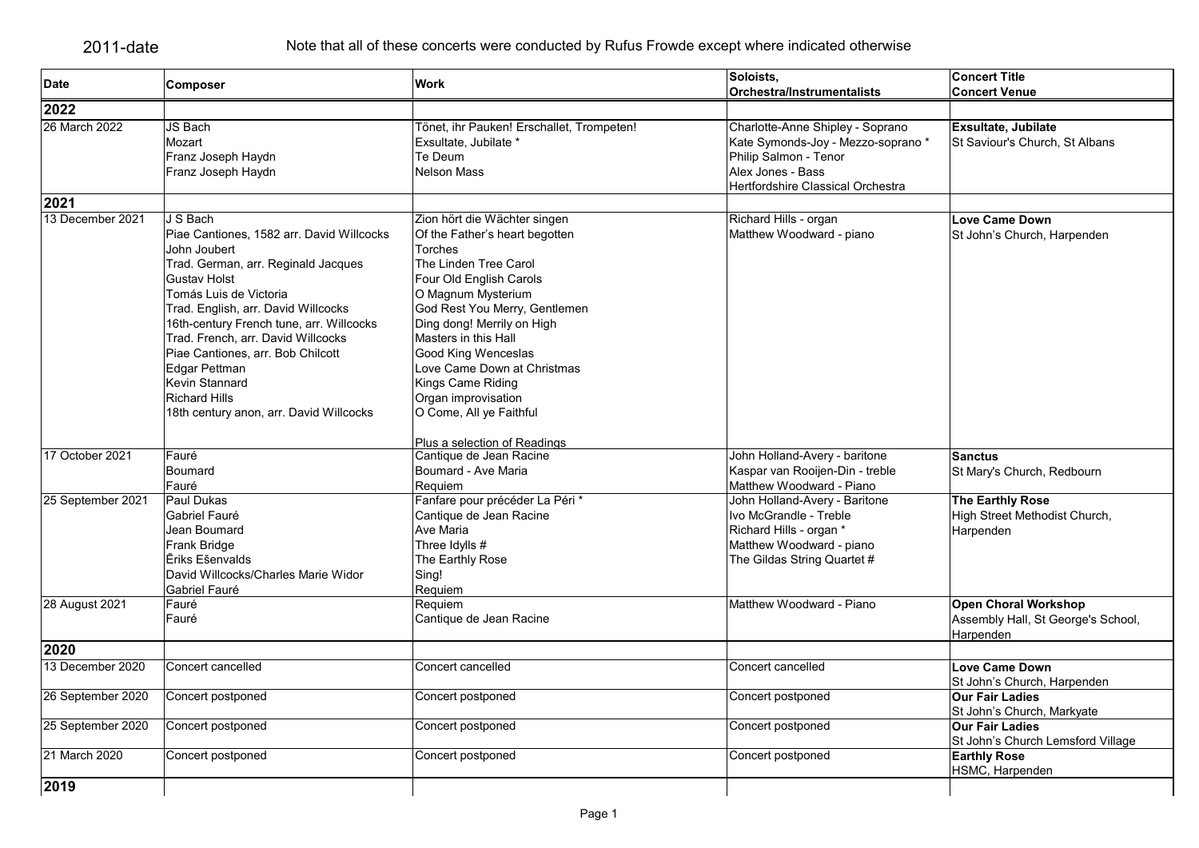2011-date

Note that all of these concerts were conducted by Rufus Frowde except where indicated otherwise

| Date | Composer | Work | Soloists, Orchestra/Instrumentalists | Concert Title Concert Venue |
|---|---|---|---|---|
| **2022** | | | | |
| 26 March 2022 | JS Bach<br>Mozart<br>Franz Joseph Haydn<br>Franz Joseph Haydn | Tönet, ihr Pauken! Erschallet, Trompeten!<br>Exsultate, Jubilate *<br>Te Deum<br>Nelson Mass | Charlotte-Anne Shipley - Soprano<br>Kate Symonds-Joy - Mezzo-soprano *<br>Philip Salmon - Tenor<br>Alex Jones - Bass<br>Hertfordshire Classical Orchestra | **Exsultate, Jubilate**<br>St Saviour's Church, St Albans |
| **2021** | | | | |
| 13 December 2021 | J S Bach<br>Piae Cantiones, 1582 arr. David Willcocks<br>John Joubert<br>Trad. German, arr. Reginald Jacques<br>Gustav Holst<br>Tomás Luis de Victoria<br>Trad. English, arr. David Willcocks<br>16th-century French tune, arr. Willcocks<br>Trad. French, arr. David Willcocks<br>Piae Cantiones, arr. Bob Chilcott<br>Edgar Pettman<br>Kevin Stannard<br>Richard Hills<br>18th century anon, arr. David Willcocks | Zion hört die Wächter singen<br>Of the Father's heart begotten<br>Torches<br>The Linden Tree Carol<br>Four Old English Carols<br>O Magnum Mysterium<br>God Rest You Merry, Gentlemen<br>Ding dong! Merrily on High<br>Masters in this Hall<br>Good King Wenceslas<br>Love Came Down at Christmas<br>Kings Came Riding<br>Organ improvisation<br>O Come, All ye Faithful<br><br>Plus a selection of Readings | Richard Hills - organ<br>Matthew Woodward - piano | **Love Came Down**<br>St John's Church, Harpenden |
| 17 October 2021 | Fauré<br>Boumard<br>Fauré | Cantique de Jean Racine<br>Boumard - Ave Maria<br>Requiem | John Holland-Avery - baritone<br>Kaspar van Rooijen-Din - treble<br>Matthew Woodward - Piano | **Sanctus**<br>St Mary's Church, Redbourn |
| 25 September 2021 | Paul Dukas<br>Gabriel Fauré<br>Jean Boumard<br>Frank Bridge<br>Ēriks Ešenvalds<br>David Willcocks/Charles Marie Widor<br>Gabriel Fauré | Fanfare pour précéder La Péri *<br>Cantique de Jean Racine<br>Ave Maria<br>Three Idylls #<br>The Earthly Rose<br>Sing!<br>Requiem | John Holland-Avery - Baritone<br>Ivo McGrandle - Treble<br>Richard Hills - organ *<br>Matthew Woodward - piano<br>The Gildas String Quartet # | **The Earthly Rose**<br>High Street Methodist Church, Harpenden |
| 28 August 2021 | Fauré<br>Fauré | Requiem<br>Cantique de Jean Racine | Matthew Woodward - Piano | **Open Choral Workshop**<br>Assembly Hall, St George's School, Harpenden |
| **2020** | | | | |
| 13 December 2020 | Concert cancelled | Concert cancelled | Concert cancelled | **Love Came Down**<br>St John's Church, Harpenden |
| 26 September 2020 | Concert postponed | Concert postponed | Concert postponed | **Our Fair Ladies**<br>St John's Church, Markyate |
| 25 September 2020 | Concert postponed | Concert postponed | Concert postponed | **Our Fair Ladies**<br>St John's Church Lemsford Village |
| 21 March 2020 | Concert postponed | Concert postponed | Concert postponed | **Earthly Rose**<br>HSMC, Harpenden |
| **2019** | | | | |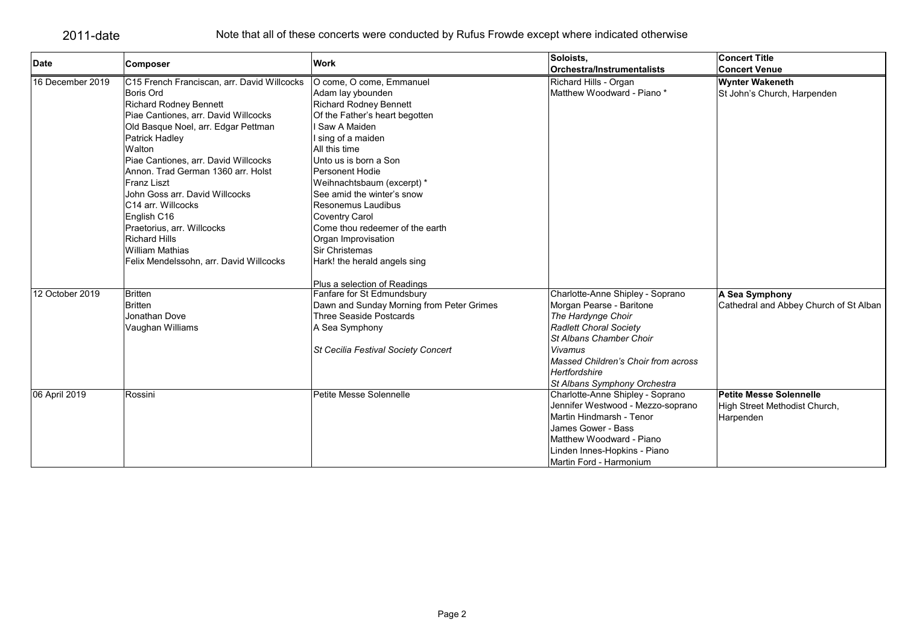2011-date

Note that all of these concerts were conducted by Rufus Frowde except where indicated otherwise

| Date | Composer | Work | Soloists, Orchestra/Instrumentalists | Concert Title Concert Venue |
|---|---|---|---|---|
| 16 December 2019 | C15 French Franciscan, arr. David Willcocks<br>Boris Ord<br>Richard Rodney Bennett<br>Piae Cantiones, arr. David Willcocks<br>Old Basque Noel, arr. Edgar Pettman<br>Patrick Hadley<br>Walton<br>Piae Cantiones, arr. David Willcocks<br>Annon. Trad German 1360 arr. Holst<br>Franz Liszt<br>John Goss arr. David Willcocks<br>C14 arr. Willcocks<br>English C16<br>Praetorius, arr. Willcocks<br>Richard Hills<br>William Mathias<br>Felix Mendelssohn, arr. David Willcocks | O come, O come, Emmanuel<br>Adam lay ybounden<br>Richard Rodney Bennett<br>Of the Father's heart begotten<br>I Saw A Maiden<br>I sing of a maiden<br>All this time<br>Unto us is born a Son<br>Personent Hodie<br>Weihnachtsbaum (excerpt) *<br>See amid the winter's snow<br>Resonemus Laudibus<br>Coventry Carol<br>Come thou redeemer of the earth<br>Organ Improvisation<br>Sir Christemas<br>Hark! the herald angels sing<br><br>Plus a selection of Readings | Richard Hills - Organ<br>Matthew Woodward - Piano * | **Wynter Wakeneth**<br>St John's Church, Harpenden |
| 12 October 2019 | Britten<br>Britten<br>Jonathan Dove<br>Vaughan Williams | Fanfare for St Edmundsbury<br>Dawn and Sunday Morning from Peter Grimes<br>Three Seaside Postcards<br>A Sea Symphony<br><br>*St Cecilia Festival Society Concert* | Charlotte-Anne Shipley - Soprano<br>Morgan Pearse - Baritone<br>*The Hardynge Choir*<br>*Radlett Choral Society*<br>*St Albans Chamber Choir*<br>*Vivamus*<br>*Massed Children's Choir from across Hertfordshire*<br>*St Albans Symphony Orchestra* | **A Sea Symphony**<br>Cathedral and Abbey Church of St Alban |
| 06 April 2019 | Rossini | Petite Messe Solennelle | Charlotte-Anne Shipley - Soprano<br>Jennifer Westwood - Mezzo-soprano<br>Martin Hindmarsh - Tenor<br>James Gower - Bass<br>Matthew Woodward - Piano<br>Linden Innes-Hopkins - Piano<br>Martin Ford - Harmonium | **Petite Messe Solennelle**<br>High Street Methodist Church, Harpenden |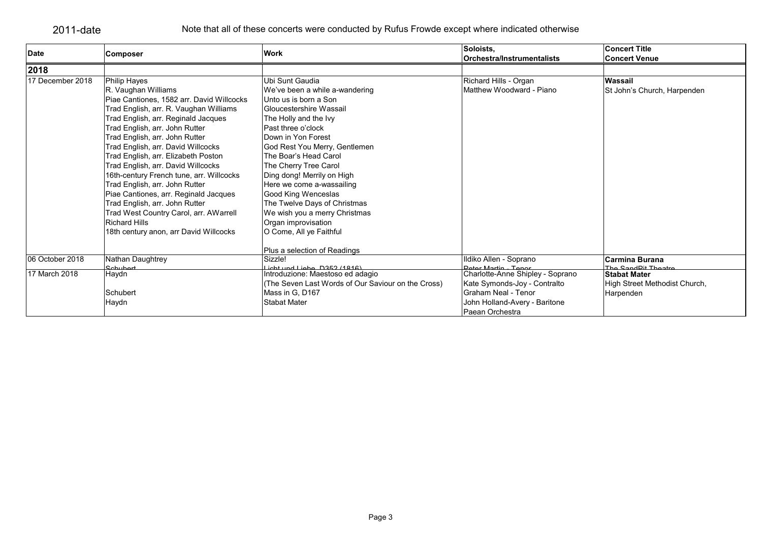2011-date

Note that all of these concerts were conducted by Rufus Frowde except where indicated otherwise

| Date | Composer | Work | Soloists, Orchestra/Instrumentalists | Concert Title Concert Venue |
|---|---|---|---|---|
| **2018** | | | | |
| 17 December 2018 | Philip Hayes | Ubi Sunt Gaudia | Richard Hills - Organ | **Wassail** |
| | R. Vaughan Williams | We've been a while a-wandering | Matthew Woodward - Piano | St John's Church, Harpenden |
| | Piae Cantiones, 1582 arr. David Willcocks | Unto us is born a Son | | |
| | Trad English, arr. R. Vaughan Williams | Gloucestershire Wassail | | |
| | Trad English, arr. Reginald Jacques | The Holly and the Ivy | | |
| | Trad English, arr. John Rutter | Past three o'clock | | |
| | Trad English, arr. John Rutter | Down in Yon Forest | | |
| | Trad English, arr. David Willcocks | God Rest You Merry, Gentlemen | | |
| | Trad English, arr. Elizabeth Poston | The Boar's Head Carol | | |
| | Trad English, arr. David Willcocks | The Cherry Tree Carol | | |
| | 16th-century French tune, arr. Willcocks | Ding dong! Merrily on High | | |
| | Trad English, arr. John Rutter | Here we come a-wassailing | | |
| | Piae Cantiones, arr. Reginald Jacques | Good King Wenceslas | | |
| | Trad English, arr. John Rutter | The Twelve Days of Christmas | | |
| | Trad West Country Carol, arr. AWarrell | We wish you a merry Christmas | | |
| | Richard Hills | Organ improvisation | | |
| | 18th century anon, arr David Willcocks | O Come, All ye Faithful | | |
| | | Plus a selection of Readings | | |
| 06 October 2018 | Nathan Daughtrey | Sizzle! | Ildiko Allen - Soprano | **Carmina Burana** |
| | Schubert | Licht und Liebe, D352 (1816) | Peter Martin - Tenor | The SandPit Theatre |
| 17 March 2018 | Haydn | Introduzione: Maestoso ed adagio | Charlotte-Anne Shipley - Soprano | **Stabat Mater** |
| | | (The Seven Last Words of Our Saviour on the Cross) | Kate Symonds-Joy - Contralto | High Street Methodist Church, Harpenden |
| | Schubert | Mass in G, D167 | Graham Neal - Tenor | |
| | Haydn | Stabat Mater | John Holland-Avery - Baritone | |
| | | | Paean Orchestra | |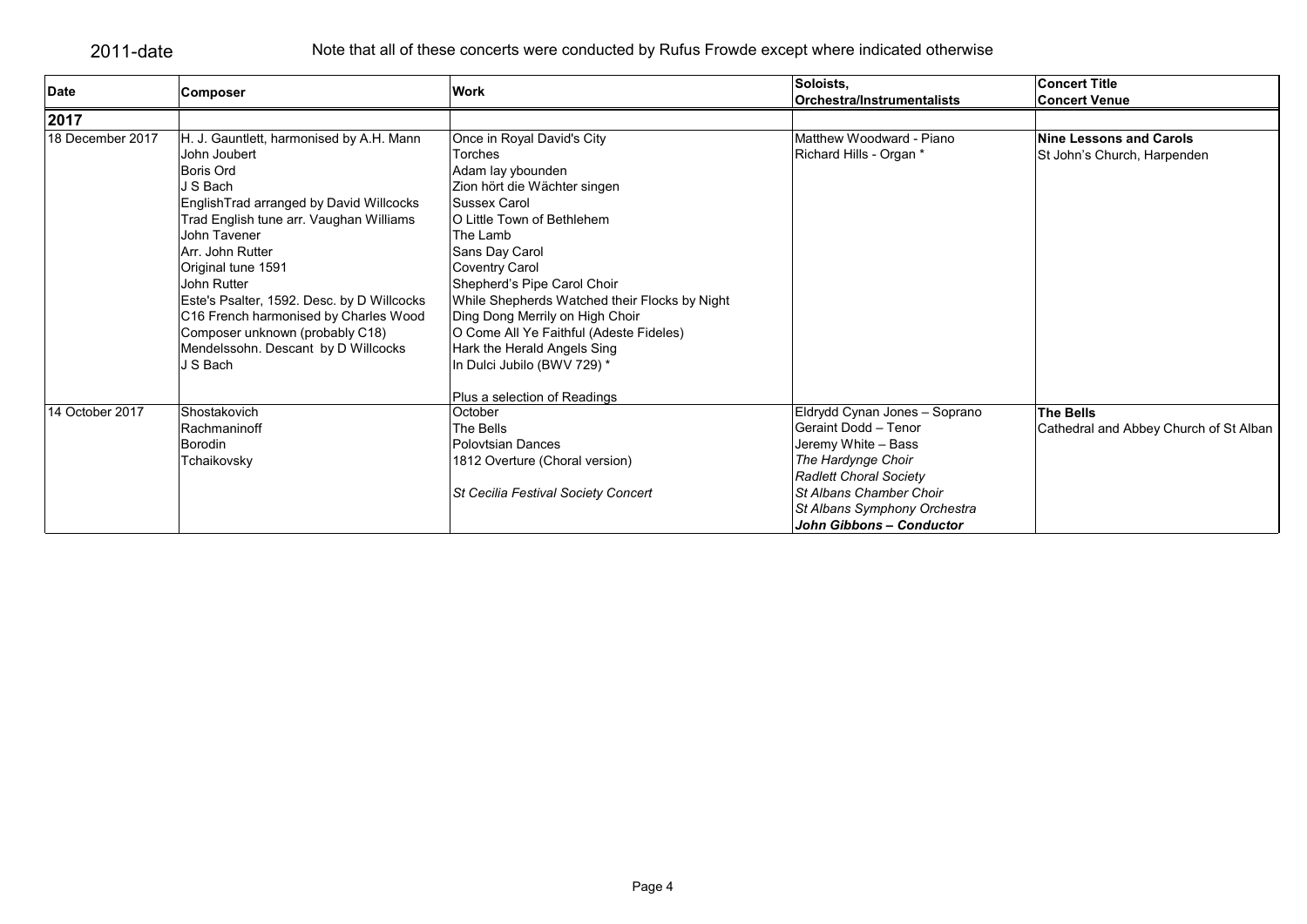2011-date

Note that all of these concerts were conducted by Rufus Frowde except where indicated otherwise

| Date | Composer | Work | Soloists, Orchestra/Instrumentalists | Concert Title Concert Venue |
|---|---|---|---|---|
| **2017** | | | | |
| 18 December 2017 | H. J. Gauntlett, harmonised by A.H. Mann<br>John Joubert<br>Boris Ord<br>J S Bach<br>EnglishTrad arranged by David Willcocks<br>Trad English tune arr. Vaughan Williams<br>John Tavener<br>Arr. John Rutter<br>Original tune 1591<br>John Rutter<br>Este's Psalter, 1592. Desc. by D Willcocks<br>C16 French harmonised by Charles Wood<br>Composer unknown (probably C18)<br>Mendelssohn. Descant by D Willcocks<br>J S Bach | Once in Royal David's City<br>Torches<br>Adam lay ybounden<br>Zion hört die Wächter singen<br>Sussex Carol<br>O Little Town of Bethlehem<br>The Lamb<br>Sans Day Carol<br>Coventry Carol<br>Shepherd's Pipe Carol Choir<br>While Shepherds Watched their Flocks by Night<br>Ding Dong Merrily on High Choir<br>O Come All Ye Faithful (Adeste Fideles)<br>Hark the Herald Angels Sing<br>In Dulci Jubilo (BWV 729) *<br><br>Plus a selection of Readings | Matthew Woodward - Piano<br>Richard Hills - Organ * | **Nine Lessons and Carols**<br>St John's Church, Harpenden |
| 14 October 2017 | Shostakovich<br>Rachmaninoff<br>Borodin<br>Tchaikovsky | October<br>The Bells<br>Polovtsian Dances<br>1812 Overture (Choral version)<br><br>*St Cecilia Festival Society Concert* | Eldrydd Cynan Jones – Soprano<br>Geraint Dodd – Tenor<br>Jeremy White – Bass<br>*The Hardynge Choir*<br>*Radlett Choral Society*<br>*St Albans Chamber Choir*<br>*St Albans Symphony Orchestra*<br>***John Gibbons – Conductor*** | **The Bells**<br>Cathedral and Abbey Church of St Alban |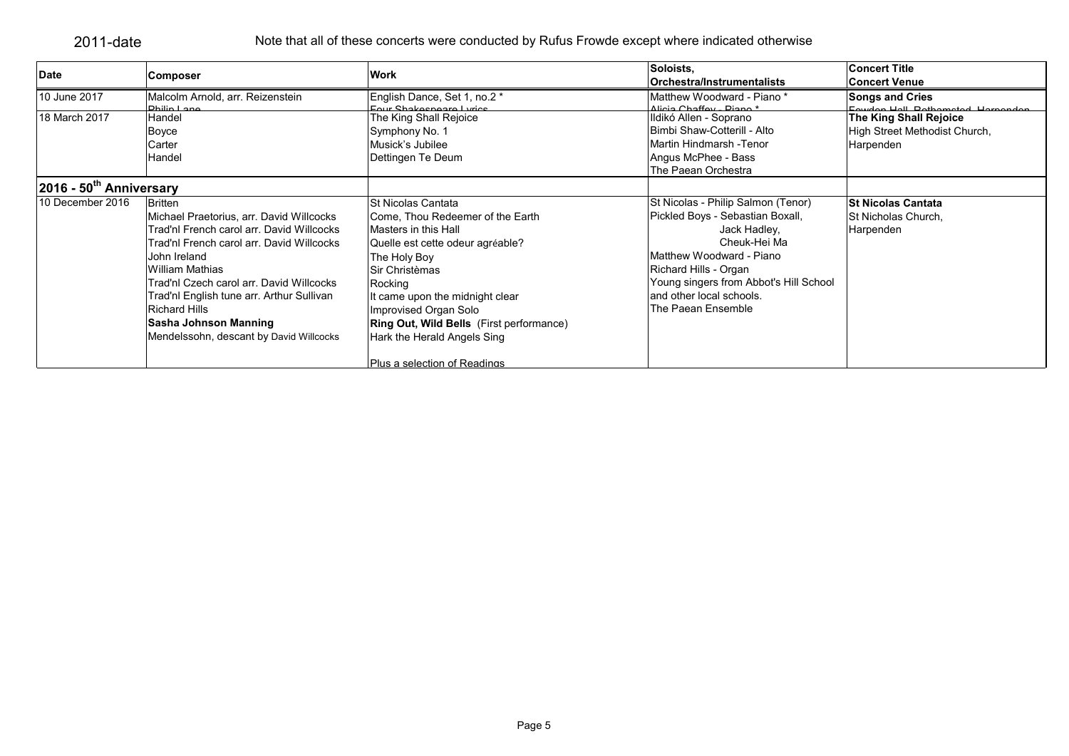2011-date

Note that all of these concerts were conducted by Rufus Frowde except where indicated otherwise

| Date | Composer | Work | Soloists, Orchestra/Instrumentalists | Concert Title Concert Venue |
|---|---|---|---|---|
| 10 June 2017 | Malcolm Arnold, arr. Reizenstein<br>Philip Lane | English Dance, Set 1, no.2 *<br>Four Shakespeare Lyrics | Matthew Woodward - Piano *<br>Alicia Chaffey - Piano * | **Songs and Cries**<br>Fowden Hall, Rothamsted, Harpenden |
| 18 March 2017 | Handel<br>Boyce<br>Carter<br>Handel | The King Shall Rejoice<br>Symphony No. 1<br>Musick's Jubilee<br>Dettingen Te Deum | Ildikó Allen - Soprano<br>Bimbi Shaw-Cotterill - Alto<br>Martin Hindmarsh -Tenor<br>Angus McPhee - Bass<br>The Paean Orchestra | **The King Shall Rejoice**<br>High Street Methodist Church, Harpenden |
| **2016 - 50th Anniversary** | | | | |
| 10 December 2016 | Britten<br>Michael Praetorius, arr. David Willcocks<br>Trad'nl French carol arr. David Willcocks<br>Trad'nl French carol arr. David Willcocks<br>John Ireland<br>William Mathias<br>Trad'nl Czech carol arr. David Willcocks<br>Trad'nl English tune arr. Arthur Sullivan<br>Richard Hills<br>**Sasha Johnson Manning**<br>Mendelssohn, descant by David Willcocks | St Nicolas Cantata<br>Come, Thou Redeemer of the Earth<br>Masters in this Hall<br>Quelle est cette odeur agréable?<br>The Holy Boy<br>Sir Christèmas<br>Rocking<br>It came upon the midnight clear<br>Improvised Organ Solo<br>**Ring Out, Wild Bells** (First performance)<br>Hark the Herald Angels Sing<br><br>Plus a selection of Readings | St Nicolas - Philip Salmon (Tenor)<br>Pickled Boys - Sebastian Boxall, Jack Hadley, Cheuk-Hei Ma<br>Matthew Woodward - Piano<br>Richard Hills - Organ<br>Young singers from Abbot's Hill School and other local schools.<br>The Paean Ensemble | **St Nicolas Cantata**<br>St Nicholas Church, Harpenden |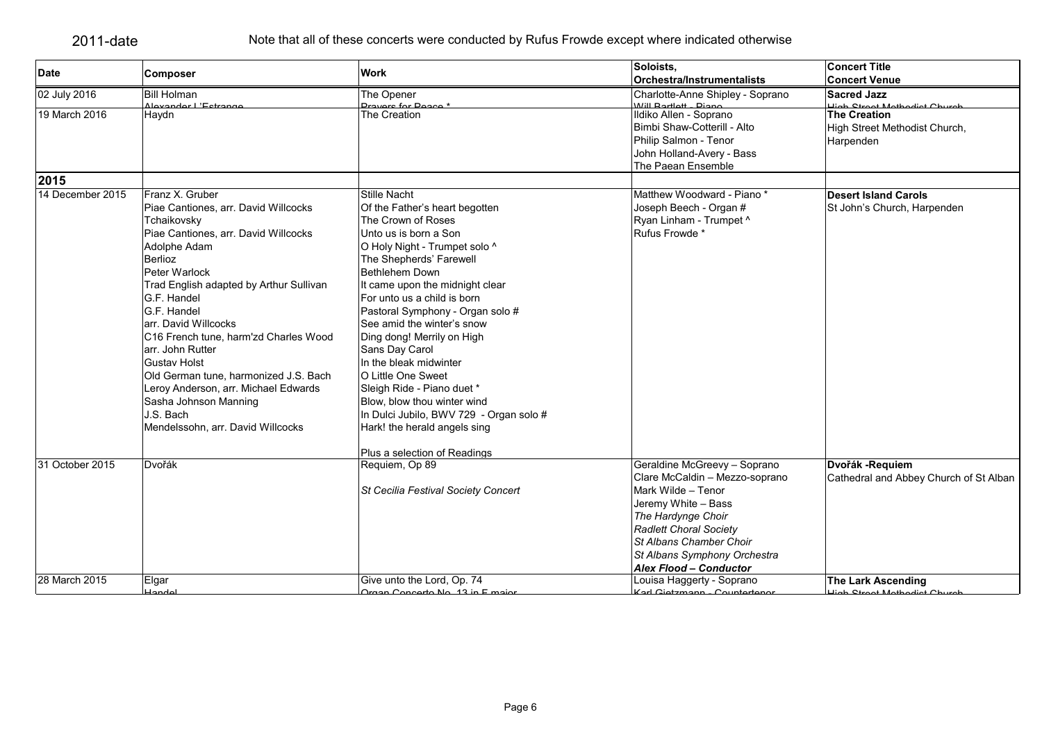## 2011-date

Note that all of these concerts were conducted by Rufus Frowde except where indicated otherwise

| Date | Composer | Work | Soloists, Orchestra/Instrumentalists | Concert Title Concert Venue |
|---|---|---|---|---|
| 02 July 2016 | Bill Holman<br>Alexander L'Estrange | The Opener<br>Prayers for Peace * | Charlotte-Anne Shipley - Soprano<br>Will Bartlett - Piano | **Sacred Jazz**<br>High Street Methodist Church |
| 19 March 2016 | Haydn | The Creation | Ildiko Allen - Soprano<br>Bimbi Shaw-Cotterill - Alto<br>Philip Salmon - Tenor<br>John Holland-Avery - Bass<br>The Paean Ensemble | **The Creation**<br>High Street Methodist Church, Harpenden |
| **2015** | | | | |
| 14 December 2015 | Franz X. Gruber<br>Piae Cantiones, arr. David Willcocks<br>Tchaikovsky<br>Piae Cantiones, arr. David Willcocks<br>Adolphe Adam<br>Berlioz<br>Peter Warlock<br>Trad English adapted by Arthur Sullivan<br>G.F. Handel<br>G.F. Handel<br>arr. David Willcocks<br>C16 French tune, harm'zd Charles Wood<br>arr. John Rutter<br>Gustav Holst<br>Old German tune, harmonized J.S. Bach<br>Leroy Anderson, arr. Michael Edwards<br>Sasha Johnson Manning<br>J.S. Bach<br>Mendelssohn, arr. David Willcocks | Stille Nacht<br>Of the Father's heart begotten<br>The Crown of Roses<br>Unto us is born a Son<br>O Holy Night - Trumpet solo ^<br>The Shepherds' Farewell<br>Bethlehem Down<br>It came upon the midnight clear<br>For unto us a child is born<br>Pastoral Symphony - Organ solo #<br>See amid the winter's snow<br>Ding dong! Merrily on High<br>Sans Day Carol<br>In the bleak midwinter<br>O Little One Sweet<br>Sleigh Ride - Piano duet *<br>Blow, blow thou winter wind<br>In Dulci Jubilo, BWV 729 - Organ solo #<br>Hark! the herald angels sing<br><br>Plus a selection of Readings | Matthew Woodward - Piano *<br>Joseph Beech - Organ #<br>Ryan Linham - Trumpet ^<br>Rufus Frowde * | **Desert Island Carols**<br>St John's Church, Harpenden |
| 31 October 2015 | Dvořák | Requiem, Op 89<br><br>*St Cecilia Festival Society Concert* | Geraldine McGreevy – Soprano<br>Clare McCaldin – Mezzo-soprano<br>Mark Wilde – Tenor<br>Jeremy White – Bass<br>*The Hardynge Choir*<br>*Radlett Choral Society*<br>*St Albans Chamber Choir*<br>*St Albans Symphony Orchestra*<br>***Alex Flood – Conductor*** | **Dvořák -Requiem**<br>Cathedral and Abbey Church of St Alban |
| 28 March 2015 | Elgar<br>Handel | Give unto the Lord, Op. 74<br>Organ Concerto No. 13 in F major | Louisa Haggerty - Soprano<br>Karl Gietzmann - Countertenor | **The Lark Ascending**<br>High Street Methodist Church |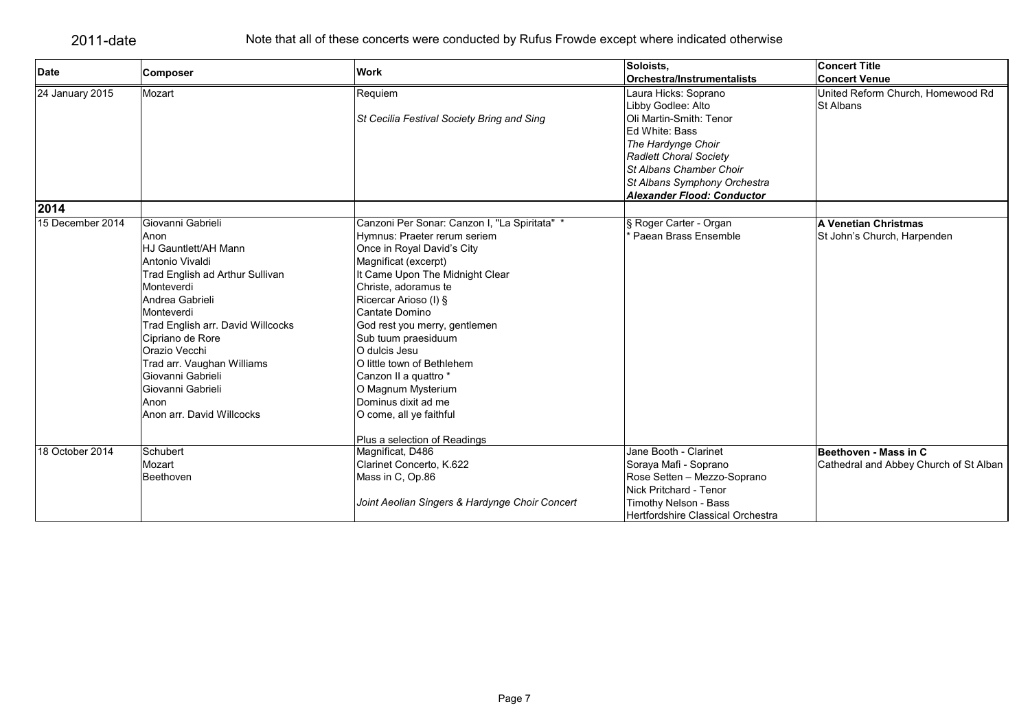2011-date

Note that all of these concerts were conducted by Rufus Frowde except where indicated otherwise

| Date | Composer | Work | Soloists, Orchestra/Instrumentalists | Concert Title Concert Venue |
|---|---|---|---|---|
| 24 January 2015 | Mozart | Requiem<br><br>*St Cecilia Festival Society Bring and Sing* | Laura Hicks: Soprano<br>Libby Godlee: Alto<br>Oli Martin-Smith: Tenor<br>Ed White: Bass<br>*The Hardynge Choir*<br>*Radlett Choral Society*<br>*St Albans Chamber Choir*<br>*St Albans Symphony Orchestra*<br>***Alexander Flood: Conductor*** | United Reform Church, Homewood Rd St Albans |
| **2014** | | | | |
| 15 December 2014 | Giovanni Gabrieli<br>Anon<br>HJ Gauntlett/AH Mann<br>Antonio Vivaldi<br>Trad English ad Arthur Sullivan<br>Monteverdi<br>Andrea Gabrieli<br>Monteverdi<br>Trad English arr. David Willcocks<br>Cipriano de Rore<br>Orazio Vecchi<br>Trad arr. Vaughan Williams<br>Giovanni Gabrieli<br>Giovanni Gabrieli<br>Anon<br>Anon arr. David Willcocks | Canzoni Per Sonar: Canzon I, "La Spiritata" *<br>Hymnus: Praeter rerum seriem<br>Once in Royal David's City<br>Magnificat (excerpt)<br>It Came Upon The Midnight Clear<br>Christe, adoramus te<br>Ricercar Arioso (I) §<br>Cantate Domino<br>God rest you merry, gentlemen<br>Sub tuum praesiduum<br>O dulcis Jesu<br>O little town of Bethlehem<br>Canzon II a quattro *<br>O Magnum Mysterium<br>Dominus dixit ad me<br>O come, all ye faithful<br><br>Plus a selection of Readings | § Roger Carter - Organ<br>* Paean Brass Ensemble | **A Venetian Christmas**<br>St John's Church, Harpenden |
| 18 October 2014 | Schubert<br>Mozart<br>Beethoven | Magnificat, D486<br>Clarinet Concerto, K.622<br>Mass in C, Op.86<br><br>*Joint Aeolian Singers & Hardynge Choir Concert* | Jane Booth - Clarinet<br>Soraya Mafi - Soprano<br>Rose Setten – Mezzo-Soprano<br>Nick Pritchard - Tenor<br>Timothy Nelson - Bass<br>Hertfordshire Classical Orchestra | **Beethoven - Mass in C**<br>Cathedral and Abbey Church of St Alban |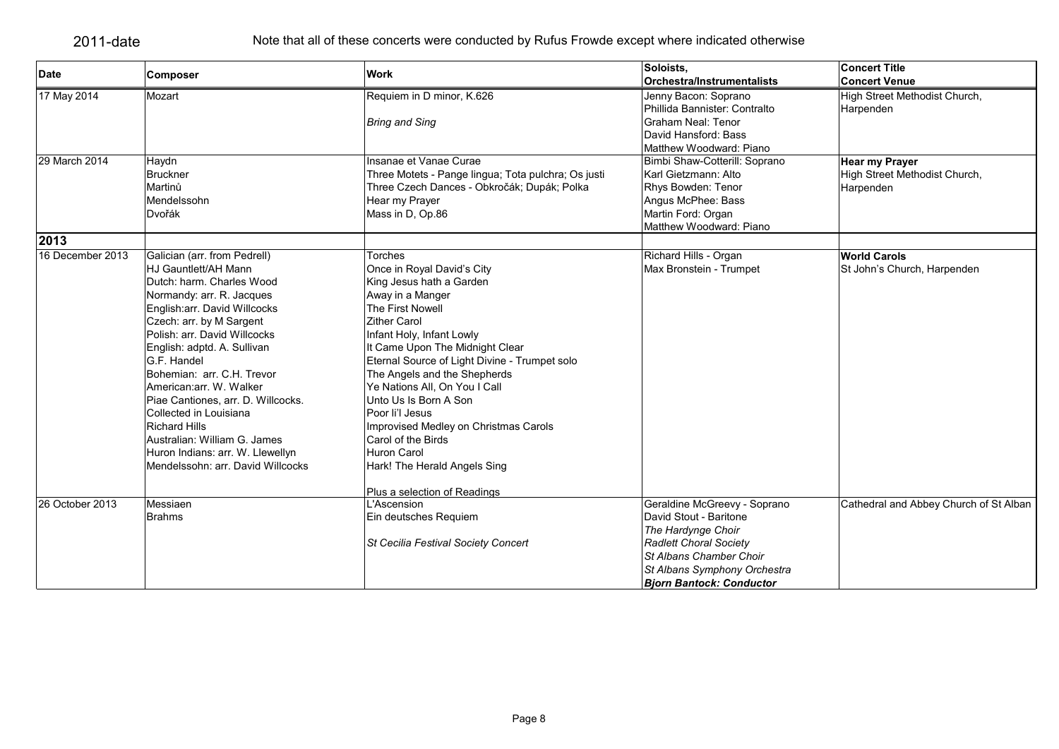2011-date

Note that all of these concerts were conducted by Rufus Frowde except where indicated otherwise

| Date | Composer | Work | Soloists, Orchestra/Instrumentalists | Concert Title Concert Venue |
|---|---|---|---|---|
| 17 May 2014 | Mozart | Requiem in D minor, K.626<br><br>*Bring and Sing* | Jenny Bacon: Soprano<br>Phillida Bannister: Contralto<br>Graham Neal: Tenor<br>David Hansford: Bass<br>Matthew Woodward: Piano | High Street Methodist Church, Harpenden |
| 29 March 2014 | Haydn<br>Bruckner<br>Martinů<br>Mendelssohn<br>Dvořák | Insanae et Vanae Curae<br>Three Motets - Pange lingua; Tota pulchra; Os justi<br>Three Czech Dances - Obkročák; Dupák; Polka<br>Hear my Prayer<br>Mass in D, Op.86 | Bimbi Shaw-Cotterill: Soprano<br>Karl Gietzmann: Alto<br>Rhys Bowden: Tenor<br>Angus McPhee: Bass<br>Martin Ford: Organ<br>Matthew Woodward: Piano | **Hear my Prayer**<br>High Street Methodist Church, Harpenden |
| **2013** | | | | |
| 16 December 2013 | Galician (arr. from Pedrell)<br>HJ Gauntlett/AH Mann<br>Dutch: harm. Charles Wood<br>Normandy: arr. R. Jacques<br>English:arr. David Willcocks<br>Czech: arr. by M Sargent<br>Polish: arr. David Willcocks<br>English: adptd. A. Sullivan<br>G.F. Handel<br>Bohemian: arr. C.H. Trevor<br>American:arr. W. Walker<br>Piae Cantiones, arr. D. Willcocks.<br>Collected in Louisiana<br>Richard Hills<br>Australian: William G. James<br>Huron Indians: arr. W. Llewellyn<br>Mendelssohn: arr. David Willcocks | Torches<br>Once in Royal David's City<br>King Jesus hath a Garden<br>Away in a Manger<br>The First Nowell<br>Zither Carol<br>Infant Holy, Infant Lowly<br>It Came Upon The Midnight Clear<br>Eternal Source of Light Divine - Trumpet solo<br>The Angels and the Shepherds<br>Ye Nations All, On You I Call<br>Unto Us Is Born A Son<br>Poor li'l Jesus<br>Improvised Medley on Christmas Carols<br>Carol of the Birds<br>Huron Carol<br>Hark! The Herald Angels Sing<br><br>Plus a selection of Readings | Richard Hills - Organ<br>Max Bronstein - Trumpet | **World Carols**<br>St John's Church, Harpenden |
| 26 October 2013 | Messiaen<br>Brahms | L'Ascension<br>Ein deutsches Requiem<br><br>*St Cecilia Festival Society Concert* | Geraldine McGreevy - Soprano<br>David Stout - Baritone<br>*The Hardynge Choir*<br>*Radlett Choral Society*<br>*St Albans Chamber Choir*<br>*St Albans Symphony Orchestra*<br>***Bjorn Bantock: Conductor*** | Cathedral and Abbey Church of St Alban |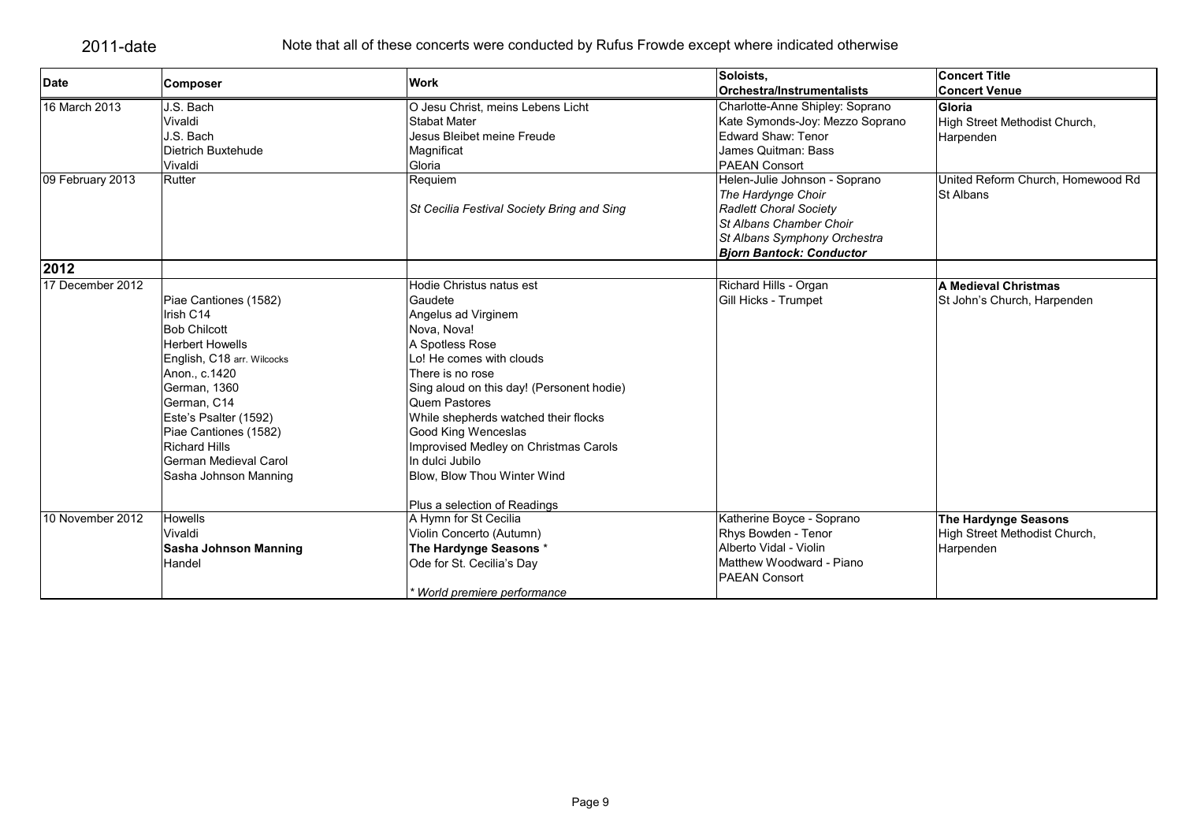2011-date

Note that all of these concerts were conducted by Rufus Frowde except where indicated otherwise

| Date | Composer | Work | Soloists, Orchestra/Instrumentalists | Concert Title Concert Venue |
|---|---|---|---|---|
| 16 March 2013 | J.S. Bach<br>Vivaldi<br>J.S. Bach<br>Dietrich Buxtehude<br>Vivaldi | O Jesu Christ, meins Lebens Licht<br>Stabat Mater<br>Jesus Bleibet meine Freude<br>Magnificat<br>Gloria | Charlotte-Anne Shipley: Soprano<br>Kate Symonds-Joy: Mezzo Soprano<br>Edward Shaw: Tenor<br>James Quitman: Bass<br>PAEAN Consort | **Gloria**<br>High Street Methodist Church, Harpenden |
| 09 February 2013 | Rutter | Requiem<br><br>*St Cecilia Festival Society Bring and Sing* | Helen-Julie Johnson - Soprano<br>*The Hardynge Choir*<br>*Radlett Choral Society*<br>*St Albans Chamber Choir*<br>*St Albans Symphony Orchestra*<br>***Bjorn Bantock: Conductor*** | United Reform Church, Homewood Rd St Albans |
| **2012** | | | | |
| 17 December 2012 | <br>Piae Cantiones (1582)<br>Irish C14<br>Bob Chilcott<br>Herbert Howells<br>English, C18 arr. Wilcocks<br>Anon., c.1420<br>German, 1360<br>German, C14<br>Este's Psalter (1592)<br>Piae Cantiones (1582)<br>Richard Hills<br>German Medieval Carol<br>Sasha Johnson Manning | Hodie Christus natus est<br>Gaudete<br>Angelus ad Virginem<br>Nova, Nova!<br>A Spotless Rose<br>Lo! He comes with clouds<br>There is no rose<br>Sing aloud on this day! (Personent hodie)<br>Quem Pastores<br>While shepherds watched their flocks<br>Good King Wenceslas<br>Improvised Medley on Christmas Carols<br>In dulci Jubilo<br>Blow, Blow Thou Winter Wind<br><br>Plus a selection of Readings | Richard Hills - Organ<br>Gill Hicks - Trumpet | **A Medieval Christmas**<br>St John's Church, Harpenden |
| 10 November 2012 | Howells<br>Vivaldi<br>**Sasha Johnson Manning**<br>Handel | A Hymn for St Cecilia<br>Violin Concerto (Autumn)<br>**The Hardynge Seasons** *<br>Ode for St. Cecilia's Day<br><br>*\* World premiere performance* | Katherine Boyce - Soprano<br>Rhys Bowden - Tenor<br>Alberto Vidal - Violin<br>Matthew Woodward - Piano<br>PAEAN Consort | **The Hardynge Seasons**<br>High Street Methodist Church, Harpenden |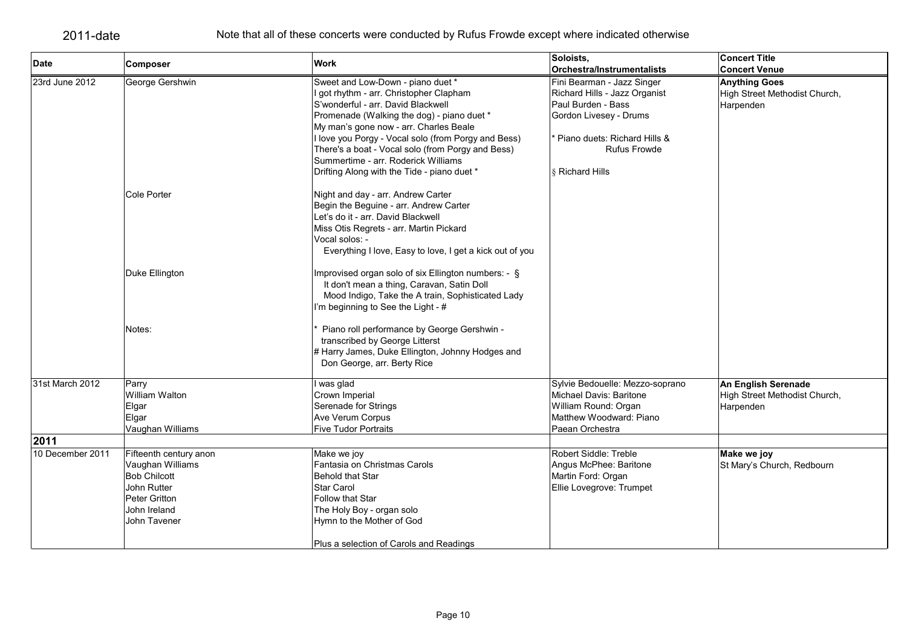2011-date

Note that all of these concerts were conducted by Rufus Frowde except where indicated otherwise

| Date | Composer | Work | Soloists, Orchestra/Instrumentalists | Concert Title Concert Venue |
|---|---|---|---|---|
| 23rd June 2012 | George Gershwin | Sweet and Low-Down - piano duet * | Fini Bearman - Jazz Singer | **Anything Goes** |
| | | I got rhythm - arr. Christopher Clapham | Richard Hills - Jazz Organist | High Street Methodist Church, Harpenden |
| | | S'wonderful - arr. David Blackwell | Paul Burden - Bass | |
| | | Promenade (Walking the dog) - piano duet * | Gordon Livesey - Drums | |
| | | My man's gone now - arr. Charles Beale | | |
| | | I love you Porgy - Vocal solo (from Porgy and Bess) | * Piano duets: Richard Hills & Rufus Frowde | |
| | | There's a boat - Vocal solo (from Porgy and Bess) | | |
| | | Summertime - arr. Roderick Williams | | |
| | | Drifting Along with the Tide - piano duet * | § Richard Hills | |
| | Cole Porter | Night and day - arr. Andrew Carter | | |
| | | Begin the Beguine - arr. Andrew Carter | | |
| | | Let's do it - arr. David Blackwell | | |
| | | Miss Otis Regrets - arr. Martin Pickard | | |
| | | Vocal solos: - Everything I love, Easy to love, I get a kick out of you | | |
| | Duke Ellington | Improvised organ solo of six Ellington numbers: - § It don't mean a thing, Caravan, Satin Doll Mood Indigo, Take the A train, Sophisticated Lady | | |
| | | I'm beginning to See the Light - # | | |
| | Notes: | * Piano roll performance by George Gershwin - transcribed by George Litterst | | |
| | | # Harry James, Duke Ellington, Johnny Hodges and Don George, arr. Berty Rice | | |
| 31st March 2012 | Parry | I was glad | Sylvie Bedouelle: Mezzo-soprano | **An English Serenade** |
| | William Walton | Crown Imperial | Michael Davis: Baritone | High Street Methodist Church, Harpenden |
| | Elgar | Serenade for Strings | William Round: Organ | |
| | Elgar | Ave Verum Corpus | Matthew Woodward: Piano | |
| | Vaughan Williams | Five Tudor Portraits | Paean Orchestra | |
| **2011** | | | | |
| 10 December 2011 | Fifteenth century anon | Make we joy | Robert Siddle: Treble | **Make we joy** |
| | Vaughan Williams | Fantasia on Christmas Carols | Angus McPhee: Baritone | St Mary's Church, Redbourn |
| | Bob Chilcott | Behold that Star | Martin Ford: Organ | |
| | John Rutter | Star Carol | Ellie Lovegrove: Trumpet | |
| | Peter Gritton | Follow that Star | | |
| | John Ireland | The Holy Boy - organ solo | | |
| | John Tavener | Hymn to the Mother of God | | |
| | | Plus a selection of Carols and Readings | | |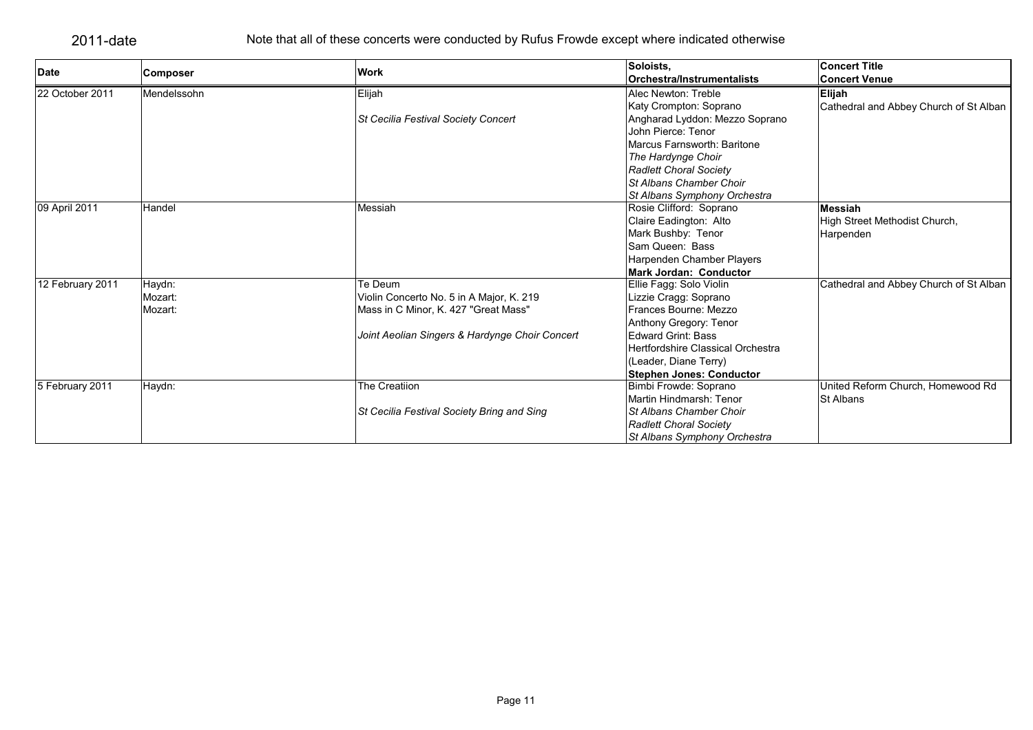2011-date

Note that all of these concerts were conducted by Rufus Frowde except where indicated otherwise

| Date | Composer | Work | Soloists, Orchestra/Instrumentalists | Concert Title Concert Venue |
|---|---|---|---|---|
| 22 October 2011 | Mendelssohn | Elijah<br><br>*St Cecilia Festival Society Concert* | Alec Newton: Treble<br>Katy Crompton: Soprano<br>Angharad Lyddon: Mezzo Soprano<br>John Pierce: Tenor<br>Marcus Farnsworth: Baritone<br>*The Hardynge Choir*<br>*Radlett Choral Society*<br>*St Albans Chamber Choir*<br>*St Albans Symphony Orchestra* | **Elijah**<br>Cathedral and Abbey Church of St Alban |
| 09 April 2011 | Handel | Messiah | Rosie Clifford: Soprano<br>Claire Eadington: Alto<br>Mark Bushby: Tenor<br>Sam Queen: Bass<br>Harpenden Chamber Players<br>**Mark Jordan: Conductor** | **Messiah**<br>High Street Methodist Church, Harpenden |
| 12 February 2011 | Haydn:<br>Mozart:<br>Mozart: | Te Deum<br>Violin Concerto No. 5 in A Major, K. 219<br>Mass in C Minor, K. 427 "Great Mass"<br><br>*Joint Aeolian Singers & Hardynge Choir Concert* | Ellie Fagg: Solo Violin<br>Lizzie Cragg: Soprano<br>Frances Bourne: Mezzo<br>Anthony Gregory: Tenor<br>Edward Grint: Bass<br>Hertfordshire Classical Orchestra<br>(Leader, Diane Terry)<br>**Stephen Jones: Conductor** | Cathedral and Abbey Church of St Alban |
| 5 February 2011 | Haydn: | The Creatiion<br><br>*St Cecilia Festival Society Bring and Sing* | Bimbi Frowde: Soprano<br>Martin Hindmarsh: Tenor<br>*St Albans Chamber Choir*<br>*Radlett Choral Society*<br>*St Albans Symphony Orchestra* | United Reform Church, Homewood Rd St Albans |